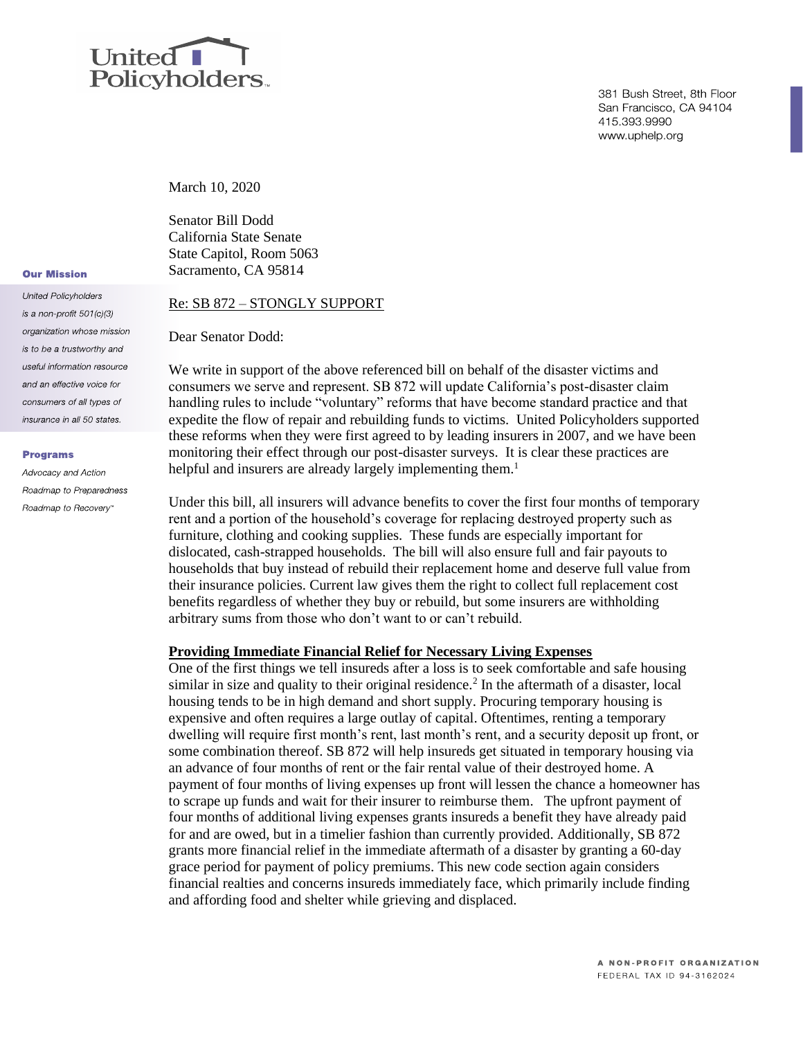# United Policyholders

381 Bush Street, 8th Floor
San Francisco, CA 94104
415.393.9990
www.uphelp.org

**Our Mission**

*United Policyholders is a non-profit 501(c)(3) organization whose mission is to be a trustworthy and useful information resource and an effective voice for consumers of all types of insurance in all 50 states.*

**Programs**

*Advocacy and Action*
*Roadmap to Preparedness*
*Roadmap to Recovery™*

March 10, 2020

Senator Bill Dodd
California State Senate
State Capitol, Room 5063
Sacramento, CA 95814

Re: SB 872 – STONGLY SUPPORT

Dear Senator Dodd:

We write in support of the above referenced bill on behalf of the disaster victims and consumers we serve and represent. SB 872 will update California's post-disaster claim handling rules to include "voluntary" reforms that have become standard practice and that expedite the flow of repair and rebuilding funds to victims. United Policyholders supported these reforms when they were first agreed to by leading insurers in 2007, and we have been monitoring their effect through our post-disaster surveys. It is clear these practices are helpful and insurers are already largely implementing them.[1]

Under this bill, all insurers will advance benefits to cover the first four months of temporary rent and a portion of the household's coverage for replacing destroyed property such as furniture, clothing and cooking supplies. These funds are especially important for dislocated, cash-strapped households. The bill will also ensure full and fair payouts to households that buy instead of rebuild their replacement home and deserve full value from their insurance policies. Current law gives them the right to collect full replacement cost benefits regardless of whether they buy or rebuild, but some insurers are withholding arbitrary sums from those who don't want to or can't rebuild.

**Providing Immediate Financial Relief for Necessary Living Expenses**

One of the first things we tell insureds after a loss is to seek comfortable and safe housing similar in size and quality to their original residence.[2] In the aftermath of a disaster, local housing tends to be in high demand and short supply. Procuring temporary housing is expensive and often requires a large outlay of capital. Oftentimes, renting a temporary dwelling will require first month's rent, last month's rent, and a security deposit up front, or some combination thereof. SB 872 will help insureds get situated in temporary housing via an advance of four months of rent or the fair rental value of their destroyed home. A payment of four months of living expenses up front will lessen the chance a homeowner has to scrape up funds and wait for their insurer to reimburse them. The upfront payment of four months of additional living expenses grants insureds a benefit they have already paid for and are owed, but in a timelier fashion than currently provided. Additionally, SB 872 grants more financial relief in the immediate aftermath of a disaster by granting a 60-day grace period for payment of policy premiums. This new code section again considers financial realties and concerns insureds immediately face, which primarily include finding and affording food and shelter while grieving and displaced.

A NON-PROFIT ORGANIZATION
FEDERAL TAX ID 94-3162024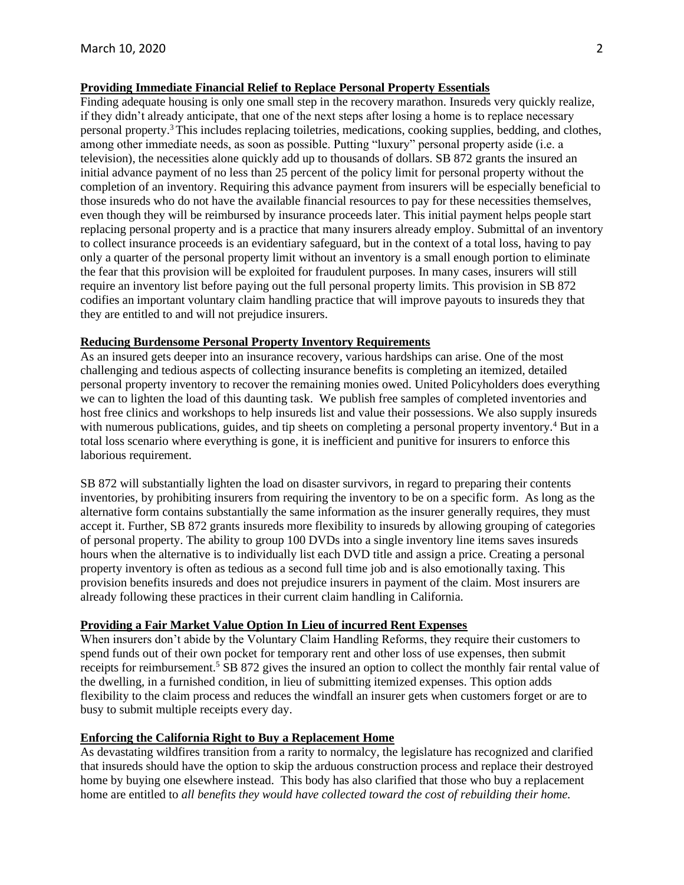**Providing Immediate Financial Relief to Replace Personal Property Essentials**

Finding adequate housing is only one small step in the recovery marathon. Insureds very quickly realize, if they didn't already anticipate, that one of the next steps after losing a home is to replace necessary personal property.[3] This includes replacing toiletries, medications, cooking supplies, bedding, and clothes, among other immediate needs, as soon as possible. Putting "luxury" personal property aside (i.e. a television), the necessities alone quickly add up to thousands of dollars. SB 872 grants the insured an initial advance payment of no less than 25 percent of the policy limit for personal property without the completion of an inventory. Requiring this advance payment from insurers will be especially beneficial to those insureds who do not have the available financial resources to pay for these necessities themselves, even though they will be reimbursed by insurance proceeds later. This initial payment helps people start replacing personal property and is a practice that many insurers already employ. Submittal of an inventory to collect insurance proceeds is an evidentiary safeguard, but in the context of a total loss, having to pay only a quarter of the personal property limit without an inventory is a small enough portion to eliminate the fear that this provision will be exploited for fraudulent purposes. In many cases, insurers will still require an inventory list before paying out the full personal property limits. This provision in SB 872 codifies an important voluntary claim handling practice that will improve payouts to insureds they that they are entitled to and will not prejudice insurers.

**Reducing Burdensome Personal Property Inventory Requirements**

As an insured gets deeper into an insurance recovery, various hardships can arise. One of the most challenging and tedious aspects of collecting insurance benefits is completing an itemized, detailed personal property inventory to recover the remaining monies owed. United Policyholders does everything we can to lighten the load of this daunting task. We publish free samples of completed inventories and host free clinics and workshops to help insureds list and value their possessions. We also supply insureds with numerous publications, guides, and tip sheets on completing a personal property inventory.[4] But in a total loss scenario where everything is gone, it is inefficient and punitive for insurers to enforce this laborious requirement.

SB 872 will substantially lighten the load on disaster survivors, in regard to preparing their contents inventories, by prohibiting insurers from requiring the inventory to be on a specific form. As long as the alternative form contains substantially the same information as the insurer generally requires, they must accept it. Further, SB 872 grants insureds more flexibility to insureds by allowing grouping of categories of personal property. The ability to group 100 DVDs into a single inventory line items saves insureds hours when the alternative is to individually list each DVD title and assign a price. Creating a personal property inventory is often as tedious as a second full time job and is also emotionally taxing. This provision benefits insureds and does not prejudice insurers in payment of the claim. Most insurers are already following these practices in their current claim handling in California.

**Providing a Fair Market Value Option In Lieu of incurred Rent Expenses**

When insurers don't abide by the Voluntary Claim Handling Reforms, they require their customers to spend funds out of their own pocket for temporary rent and other loss of use expenses, then submit receipts for reimbursement.[5] SB 872 gives the insured an option to collect the monthly fair rental value of the dwelling, in a furnished condition, in lieu of submitting itemized expenses. This option adds flexibility to the claim process and reduces the windfall an insurer gets when customers forget or are to busy to submit multiple receipts every day.

**Enforcing the California Right to Buy a Replacement Home**

As devastating wildfires transition from a rarity to normalcy, the legislature has recognized and clarified that insureds should have the option to skip the arduous construction process and replace their destroyed home by buying one elsewhere instead. This body has also clarified that those who buy a replacement home are entitled to *all benefits they would have collected toward the cost of rebuilding their home.*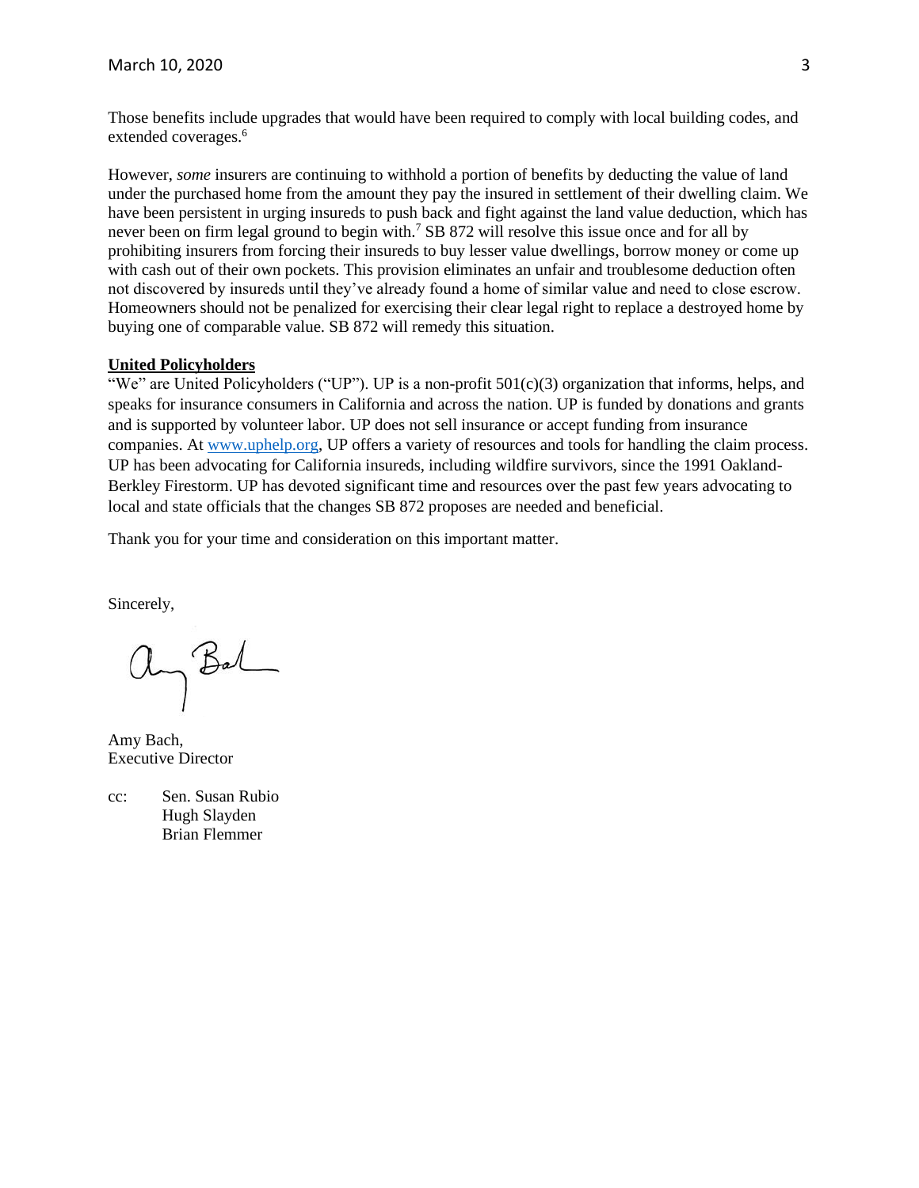Those benefits include upgrades that would have been required to comply with local building codes, and extended coverages.[6]

However, *some* insurers are continuing to withhold a portion of benefits by deducting the value of land under the purchased home from the amount they pay the insured in settlement of their dwelling claim. We have been persistent in urging insureds to push back and fight against the land value deduction, which has never been on firm legal ground to begin with.[7] SB 872 will resolve this issue once and for all by prohibiting insurers from forcing their insureds to buy lesser value dwellings, borrow money or come up with cash out of their own pockets. This provision eliminates an unfair and troublesome deduction often not discovered by insureds until they've already found a home of similar value and need to close escrow. Homeowners should not be penalized for exercising their clear legal right to replace a destroyed home by buying one of comparable value. SB 872 will remedy this situation.

**United Policyholders**

"We" are United Policyholders ("UP"). UP is a non-profit 501(c)(3) organization that informs, helps, and speaks for insurance consumers in California and across the nation. UP is funded by donations and grants and is supported by volunteer labor. UP does not sell insurance or accept funding from insurance companies. At [www.uphelp.org](http://www.uphelp.org), UP offers a variety of resources and tools for handling the claim process. UP has been advocating for California insureds, including wildfire survivors, since the 1991 Oakland-Berkley Firestorm. UP has devoted significant time and resources over the past few years advocating to local and state officials that the changes SB 872 proposes are needed and beneficial.

Thank you for your time and consideration on this important matter.

Sincerely,

Amy Bach,
Executive Director

cc: Sen. Susan Rubio
Hugh Slayden
Brian Flemmer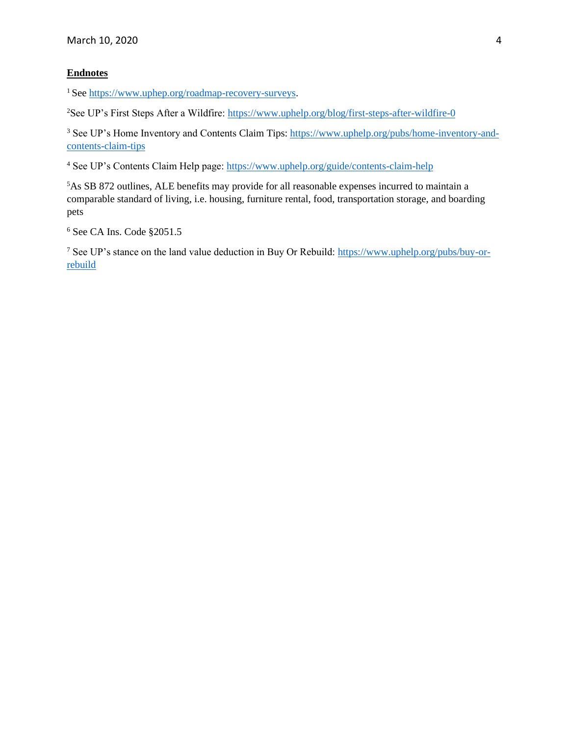**Endnotes**

[1] See https://www.uphep.org/roadmap-recovery-surveys.

[2] See UP's First Steps After a Wildfire: https://www.uphelp.org/blog/first-steps-after-wildfire-0

[3] See UP's Home Inventory and Contents Claim Tips: https://www.uphelp.org/pubs/home-inventory-and-contents-claim-tips

[4] See UP's Contents Claim Help page: https://www.uphelp.org/guide/contents-claim-help

[5] As SB 872 outlines, ALE benefits may provide for all reasonable expenses incurred to maintain a comparable standard of living, i.e. housing, furniture rental, food, transportation storage, and boarding pets

[6] See CA Ins. Code §2051.5

[7] See UP's stance on the land value deduction in Buy Or Rebuild: https://www.uphelp.org/pubs/buy-or-rebuild